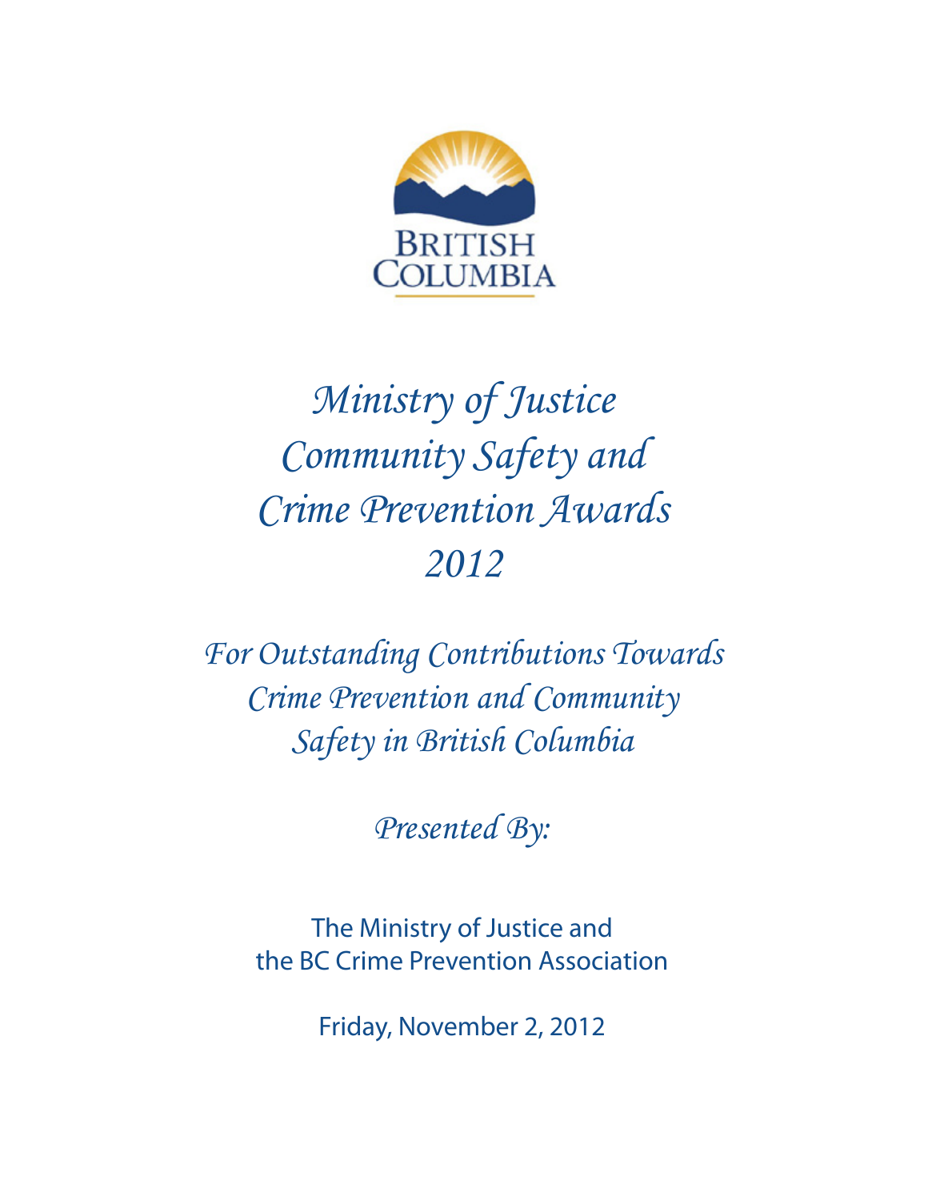BRITISH COLUMBIA

# *Ministry of Justice Community Safety and Crime Prevention Awards 2012*

*For Outstanding Contributions Towards Crime Prevention and Community Safety in British Columbia*

*Presented By:*

The Ministry of Justice and the BC Crime Prevention Association

Friday, November 2, 2012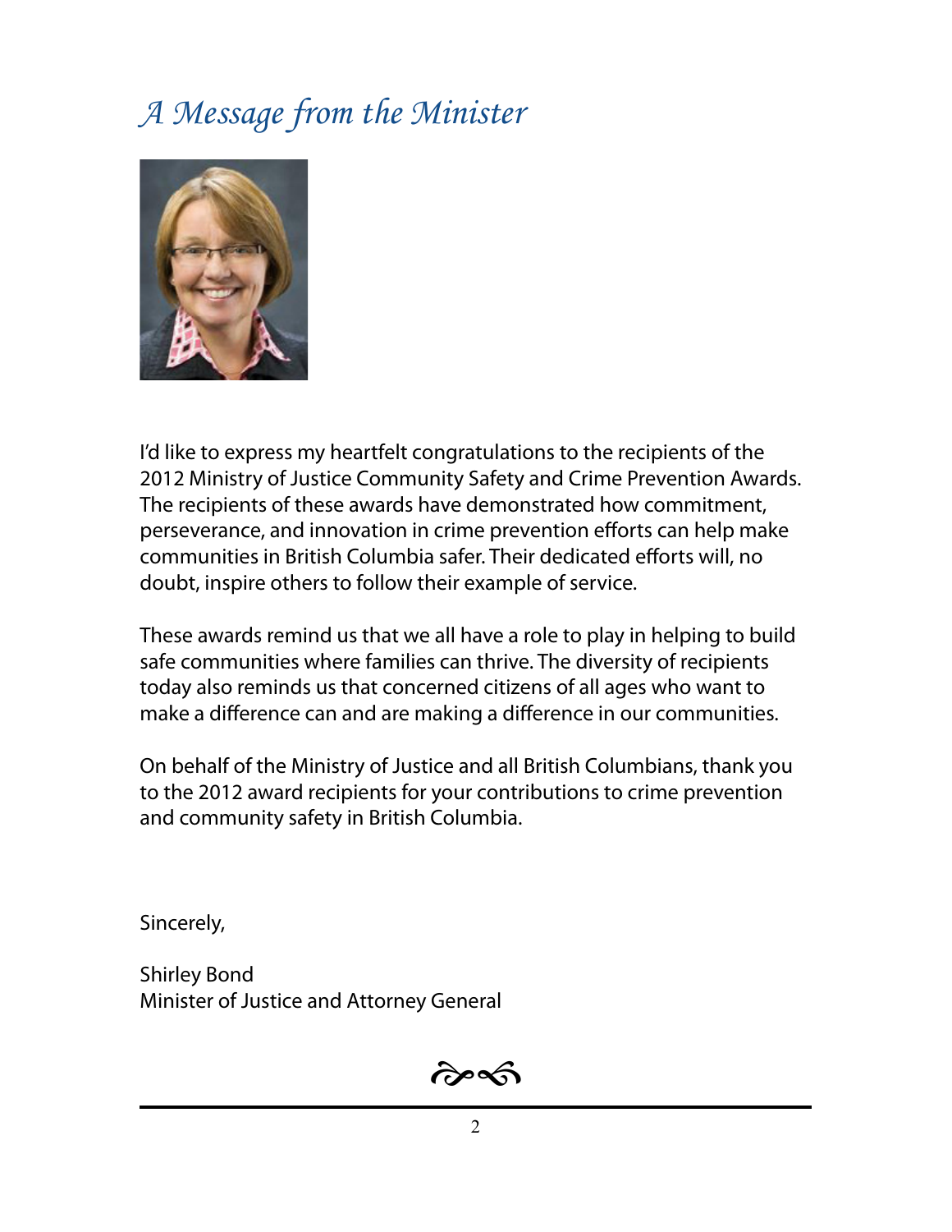# *A Message from the Minister*

I'd like to express my heartfelt congratulations to the recipients of the 2012 Ministry of Justice Community Safety and Crime Prevention Awards. The recipients of these awards have demonstrated how commitment, perseverance, and innovation in crime prevention efforts can help make communities in British Columbia safer. Their dedicated efforts will, no doubt, inspire others to follow their example of service.

These awards remind us that we all have a role to play in helping to build safe communities where families can thrive. The diversity of recipients today also reminds us that concerned citizens of all ages who want to make a difference can and are making a difference in our communities.

On behalf of the Ministry of Justice and all British Columbians, thank you to the 2012 award recipients for your contributions to crime prevention and community safety in British Columbia.

Sincerely,

Shirley Bond
Minister of Justice and Attorney General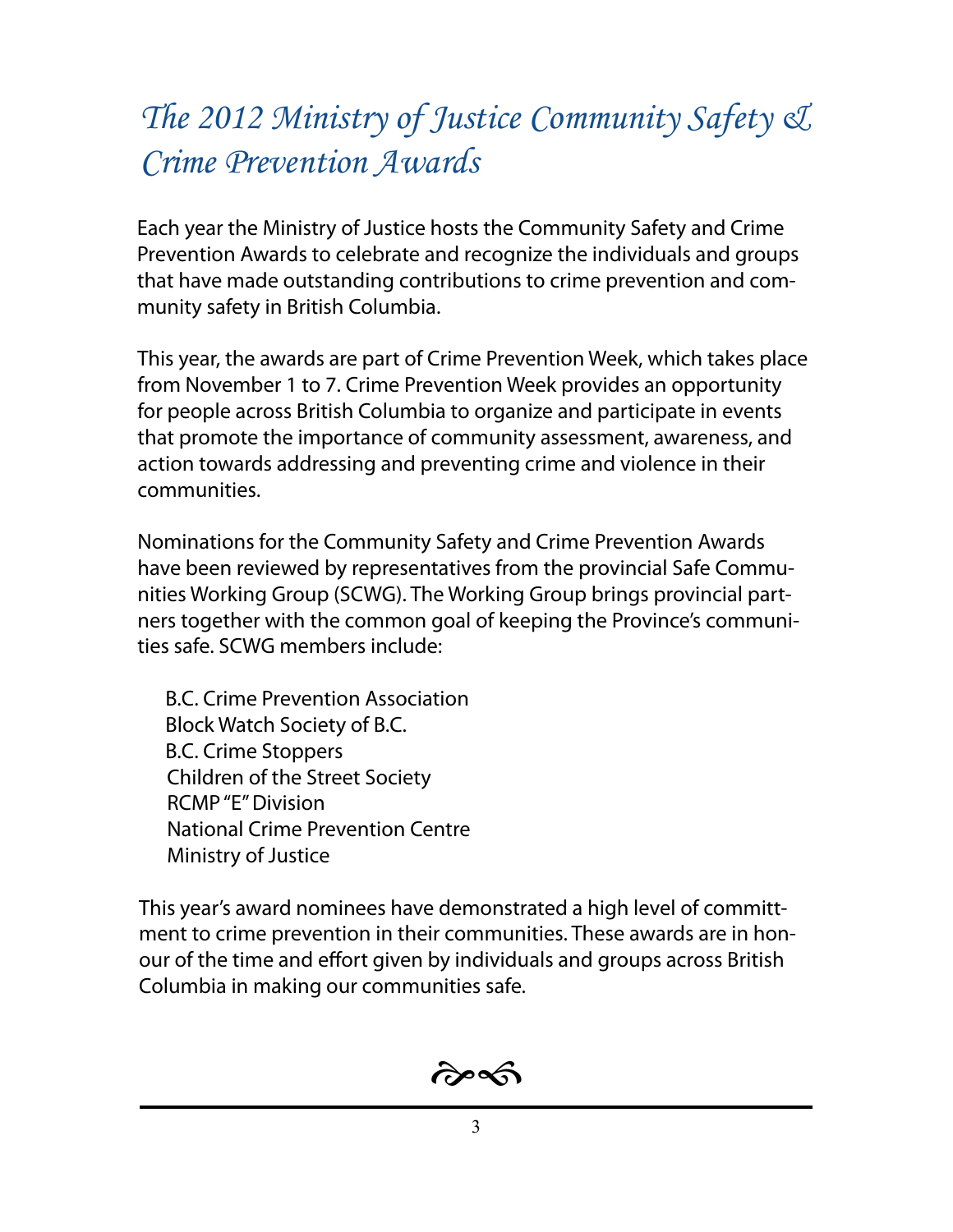# *The 2012 Ministry of Justice Community Safety & Crime Prevention Awards*

Each year the Ministry of Justice hosts the Community Safety and Crime Prevention Awards to celebrate and recognize the individuals and groups that have made outstanding contributions to crime prevention and community safety in British Columbia.

This year, the awards are part of Crime Prevention Week, which takes place from November 1 to 7. Crime Prevention Week provides an opportunity for people across British Columbia to organize and participate in events that promote the importance of community assessment, awareness, and action towards addressing and preventing crime and violence in their communities.

Nominations for the Community Safety and Crime Prevention Awards have been reviewed by representatives from the provincial Safe Communities Working Group (SCWG). The Working Group brings provincial partners together with the common goal of keeping the Province's communities safe. SCWG members include:

B.C. Crime Prevention Association
Block Watch Society of B.C.
B.C. Crime Stoppers
Children of the Street Society
RCMP "E" Division
National Crime Prevention Centre
Ministry of Justice

This year's award nominees have demonstrated a high level of committment to crime prevention in their communities. These awards are in honour of the time and effort given by individuals and groups across British Columbia in making our communities safe.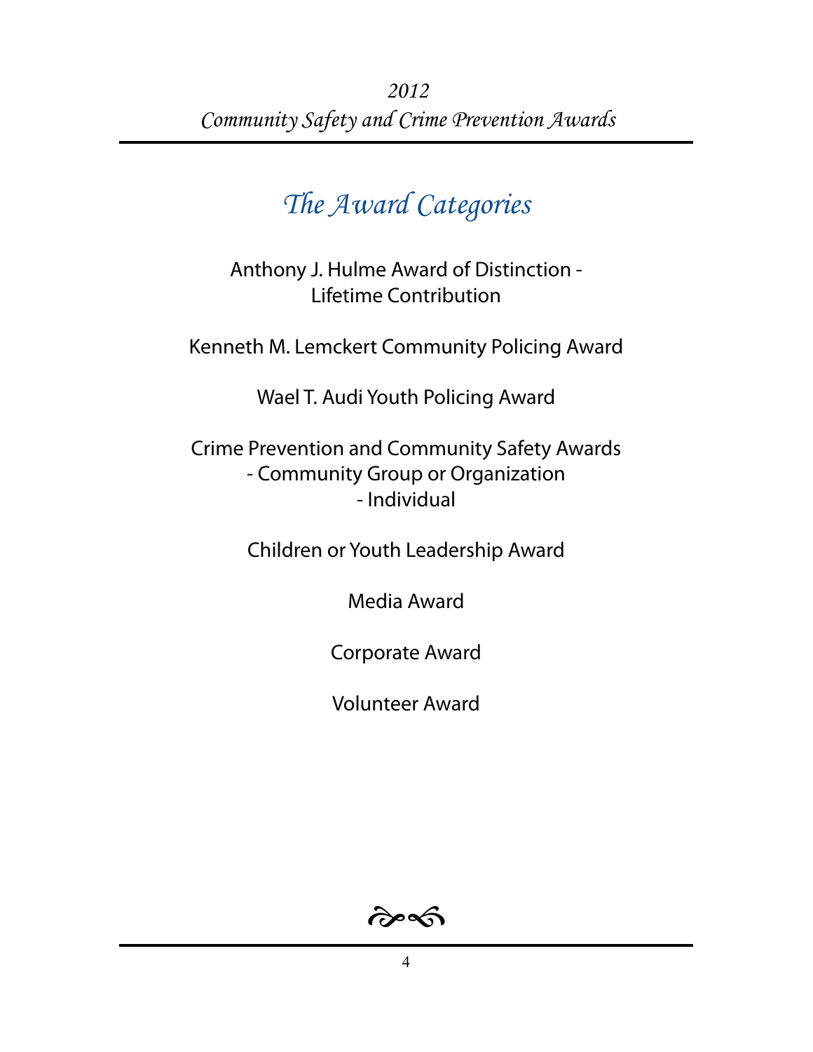# The Award Categories

Anthony J. Hulme Award of Distinction -
Lifetime Contribution

Kenneth M. Lemckert Community Policing Award

Wael T. Audi Youth Policing Award

Crime Prevention and Community Safety Awards
- Community Group or Organization
- Individual

Children or Youth Leadership Award

Media Award

Corporate Award

Volunteer Award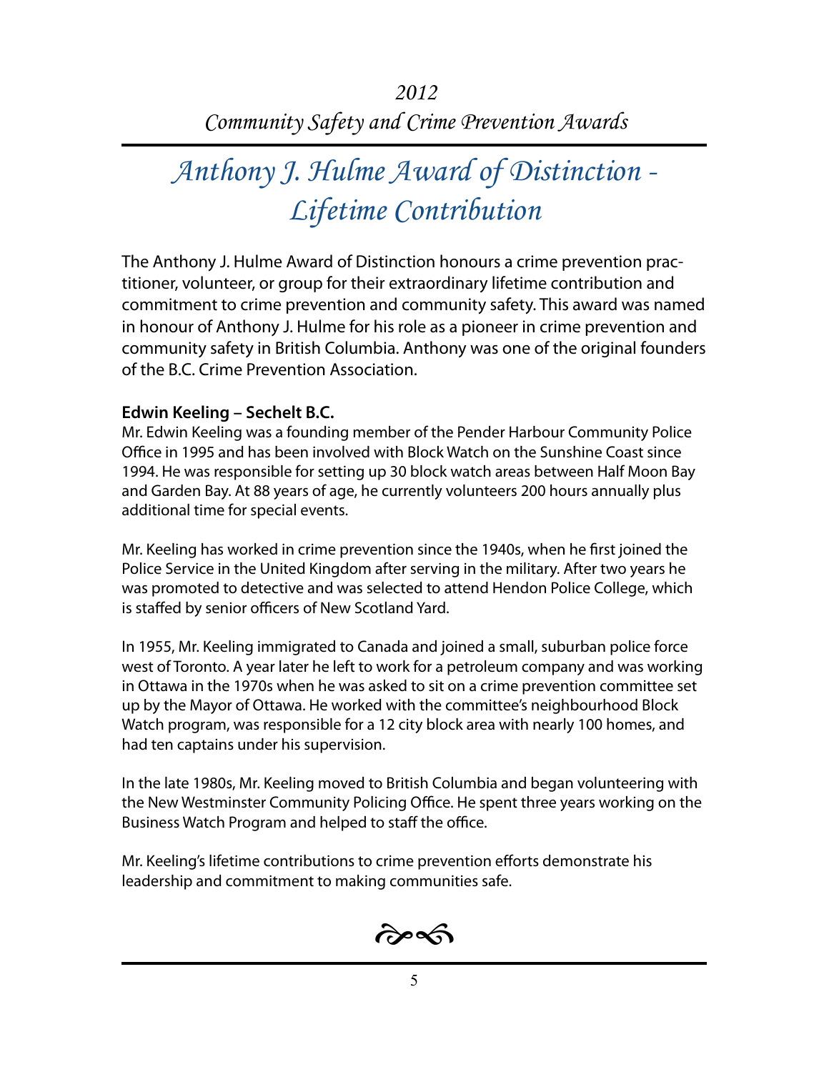*2012*
*Community Safety and Crime Prevention Awards*

# *Anthony J. Hulme Award of Distinction - Lifetime Contribution*

The Anthony J. Hulme Award of Distinction honours a crime prevention practitioner, volunteer, or group for their extraordinary lifetime contribution and commitment to crime prevention and community safety. This award was named in honour of Anthony J. Hulme for his role as a pioneer in crime prevention and community safety in British Columbia. Anthony was one of the original founders of the B.C. Crime Prevention Association.

**Edwin Keeling – Sechelt B.C.**

Mr. Edwin Keeling was a founding member of the Pender Harbour Community Police Office in 1995 and has been involved with Block Watch on the Sunshine Coast since 1994. He was responsible for setting up 30 block watch areas between Half Moon Bay and Garden Bay. At 88 years of age, he currently volunteers 200 hours annually plus additional time for special events.

Mr. Keeling has worked in crime prevention since the 1940s, when he first joined the Police Service in the United Kingdom after serving in the military. After two years he was promoted to detective and was selected to attend Hendon Police College, which is staffed by senior officers of New Scotland Yard.

In 1955, Mr. Keeling immigrated to Canada and joined a small, suburban police force west of Toronto. A year later he left to work for a petroleum company and was working in Ottawa in the 1970s when he was asked to sit on a crime prevention committee set up by the Mayor of Ottawa. He worked with the committee's neighbourhood Block Watch program, was responsible for a 12 city block area with nearly 100 homes, and had ten captains under his supervision.

In the late 1980s, Mr. Keeling moved to British Columbia and began volunteering with the New Westminster Community Policing Office. He spent three years working on the Business Watch Program and helped to staff the office.

Mr. Keeling's lifetime contributions to crime prevention efforts demonstrate his leadership and commitment to making communities safe.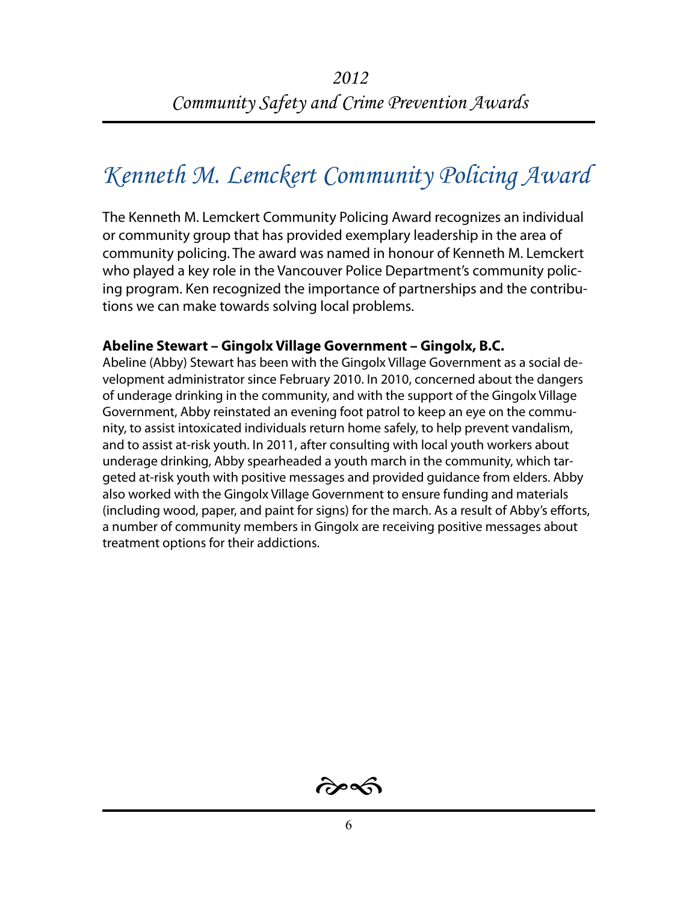# Kenneth M. Lemckert Community Policing Award

The Kenneth M. Lemckert Community Policing Award recognizes an individual or community group that has provided exemplary leadership in the area of community policing. The award was named in honour of Kenneth M. Lemckert who played a key role in the Vancouver Police Department's community policing program. Ken recognized the importance of partnerships and the contributions we can make towards solving local problems.

**Abeline Stewart – Gingolx Village Government – Gingolx, B.C.**

Abeline (Abby) Stewart has been with the Gingolx Village Government as a social development administrator since February 2010. In 2010, concerned about the dangers of underage drinking in the community, and with the support of the Gingolx Village Government, Abby reinstated an evening foot patrol to keep an eye on the community, to assist intoxicated individuals return home safely, to help prevent vandalism, and to assist at-risk youth. In 2011, after consulting with local youth workers about underage drinking, Abby spearheaded a youth march in the community, which targeted at-risk youth with positive messages and provided guidance from elders. Abby also worked with the Gingolx Village Government to ensure funding and materials (including wood, paper, and paint for signs) for the march. As a result of Abby's efforts, a number of community members in Gingolx are receiving positive messages about treatment options for their addictions.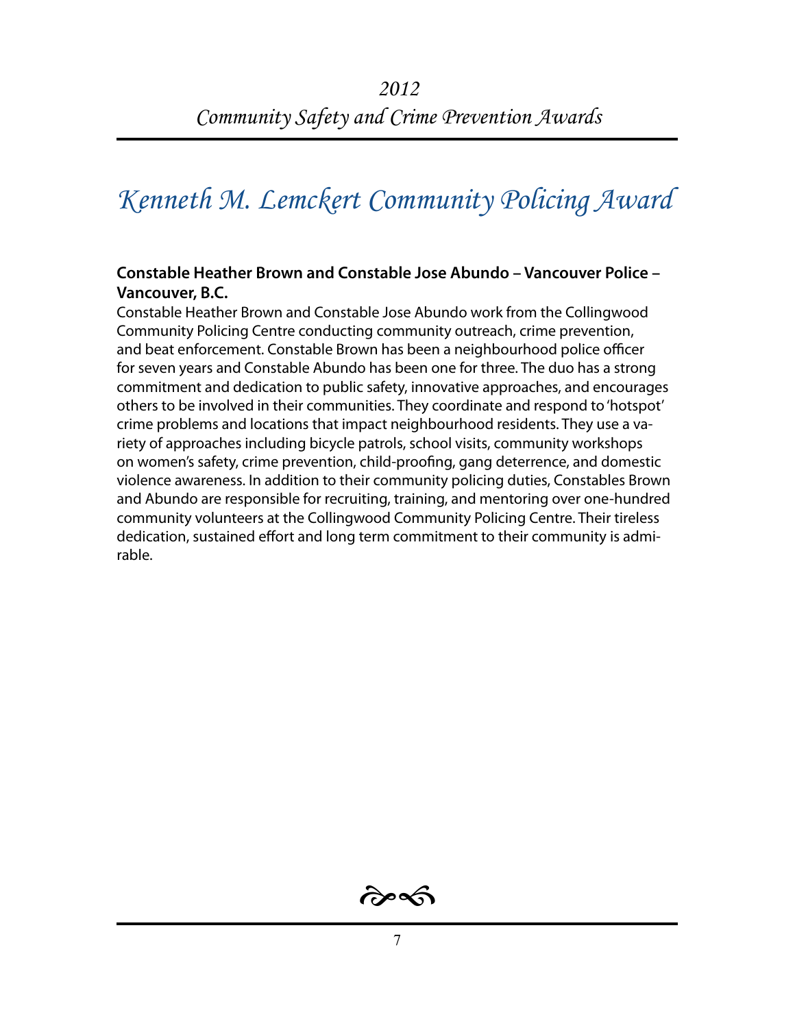# Kenneth M. Lemckert Community Policing Award

**Constable Heather Brown and Constable Jose Abundo – Vancouver Police – Vancouver, B.C.**

Constable Heather Brown and Constable Jose Abundo work from the Collingwood Community Policing Centre conducting community outreach, crime prevention, and beat enforcement. Constable Brown has been a neighbourhood police officer for seven years and Constable Abundo has been one for three. The duo has a strong commitment and dedication to public safety, innovative approaches, and encourages others to be involved in their communities. They coordinate and respond to 'hotspot' crime problems and locations that impact neighbourhood residents. They use a variety of approaches including bicycle patrols, school visits, community workshops on women's safety, crime prevention, child-proofing, gang deterrence, and domestic violence awareness. In addition to their community policing duties, Constables Brown and Abundo are responsible for recruiting, training, and mentoring over one-hundred community volunteers at the Collingwood Community Policing Centre. Their tireless dedication, sustained effort and long term commitment to their community is admirable.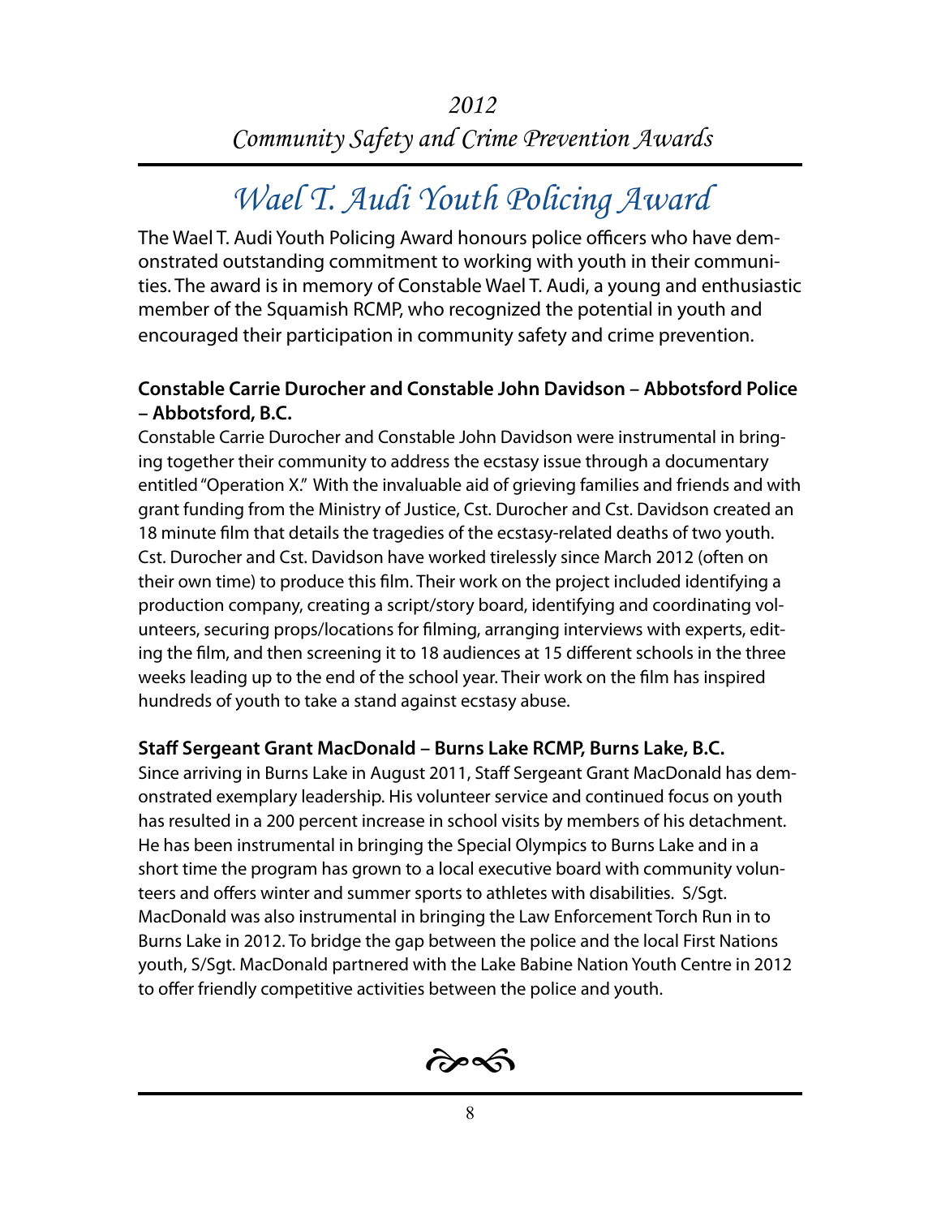*2012*

*Community Safety and Crime Prevention Awards*

# *Wael T. Audi Youth Policing Award*

The Wael T. Audi Youth Policing Award honours police officers who have demonstrated outstanding commitment to working with youth in their communities. The award is in memory of Constable Wael T. Audi, a young and enthusiastic member of the Squamish RCMP, who recognized the potential in youth and encouraged their participation in community safety and crime prevention.

**Constable Carrie Durocher and Constable John Davidson – Abbotsford Police – Abbotsford, B.C.**

Constable Carrie Durocher and Constable John Davidson were instrumental in bringing together their community to address the ecstasy issue through a documentary entitled "Operation X." With the invaluable aid of grieving families and friends and with grant funding from the Ministry of Justice, Cst. Durocher and Cst. Davidson created an 18 minute film that details the tragedies of the ecstasy-related deaths of two youth. Cst. Durocher and Cst. Davidson have worked tirelessly since March 2012 (often on their own time) to produce this film. Their work on the project included identifying a production company, creating a script/story board, identifying and coordinating volunteers, securing props/locations for filming, arranging interviews with experts, editing the film, and then screening it to 18 audiences at 15 different schools in the three weeks leading up to the end of the school year. Their work on the film has inspired hundreds of youth to take a stand against ecstasy abuse.

**Staff Sergeant Grant MacDonald – Burns Lake RCMP, Burns Lake, B.C.**

Since arriving in Burns Lake in August 2011, Staff Sergeant Grant MacDonald has demonstrated exemplary leadership. His volunteer service and continued focus on youth has resulted in a 200 percent increase in school visits by members of his detachment. He has been instrumental in bringing the Special Olympics to Burns Lake and in a short time the program has grown to a local executive board with community volunteers and offers winter and summer sports to athletes with disabilities. S/Sgt. MacDonald was also instrumental in bringing the Law Enforcement Torch Run in to Burns Lake in 2012. To bridge the gap between the police and the local First Nations youth, S/Sgt. MacDonald partnered with the Lake Babine Nation Youth Centre in 2012 to offer friendly competitive activities between the police and youth.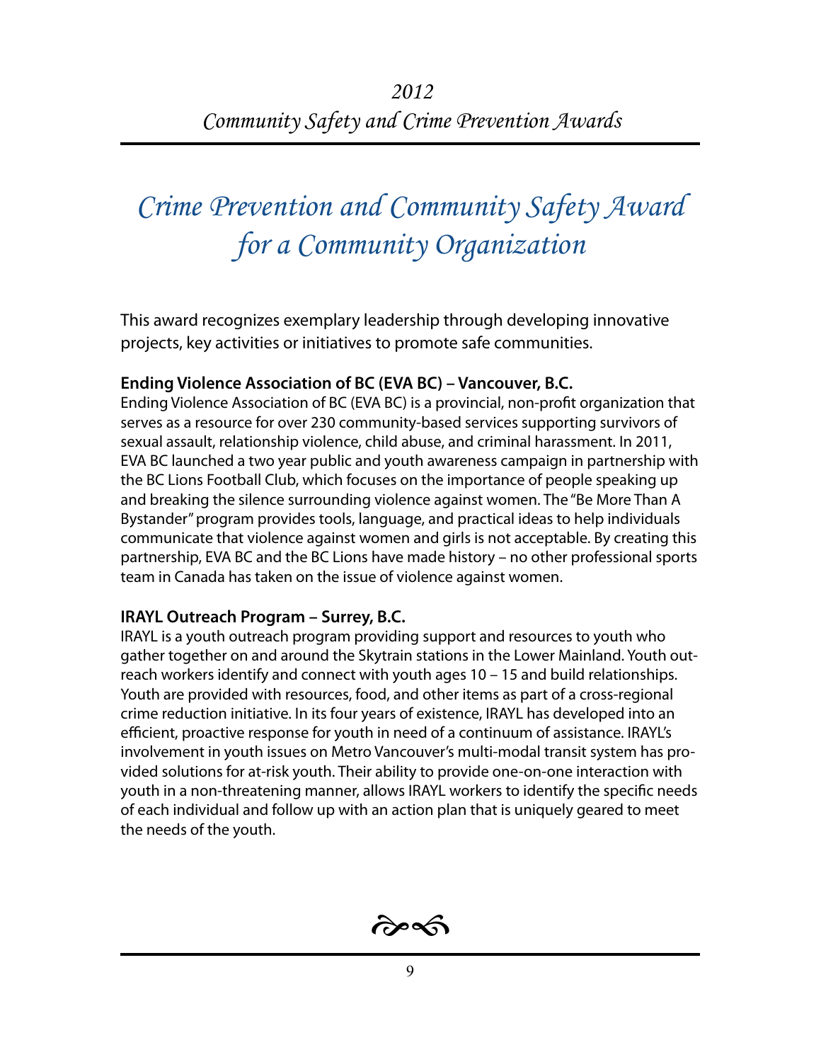# Crime Prevention and Community Safety Award for a Community Organization

This award recognizes exemplary leadership through developing innovative projects, key activities or initiatives to promote safe communities.

### Ending Violence Association of BC (EVA BC) – Vancouver, B.C.

Ending Violence Association of BC (EVA BC) is a provincial, non-profit organization that serves as a resource for over 230 community-based services supporting survivors of sexual assault, relationship violence, child abuse, and criminal harassment. In 2011, EVA BC launched a two year public and youth awareness campaign in partnership with the BC Lions Football Club, which focuses on the importance of people speaking up and breaking the silence surrounding violence against women. The "Be More Than A Bystander" program provides tools, language, and practical ideas to help individuals communicate that violence against women and girls is not acceptable. By creating this partnership, EVA BC and the BC Lions have made history – no other professional sports team in Canada has taken on the issue of violence against women.

### IRAYL Outreach Program – Surrey, B.C.

IRAYL is a youth outreach program providing support and resources to youth who gather together on and around the Skytrain stations in the Lower Mainland. Youth outreach workers identify and connect with youth ages 10 – 15 and build relationships. Youth are provided with resources, food, and other items as part of a cross-regional crime reduction initiative. In its four years of existence, IRAYL has developed into an efficient, proactive response for youth in need of a continuum of assistance. IRAYL's involvement in youth issues on Metro Vancouver's multi-modal transit system has provided solutions for at-risk youth. Their ability to provide one-on-one interaction with youth in a non-threatening manner, allows IRAYL workers to identify the specific needs of each individual and follow up with an action plan that is uniquely geared to meet the needs of the youth.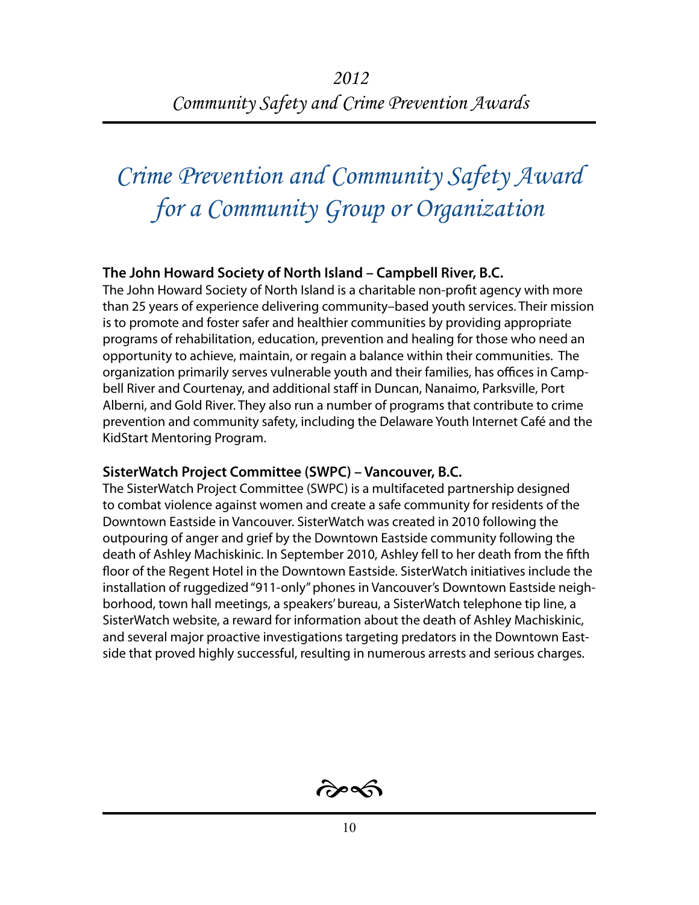# *Crime Prevention and Community Safety Award for a Community Group or Organization*

**The John Howard Society of North Island – Campbell River, B.C.**

The John Howard Society of North Island is a charitable non-profit agency with more than 25 years of experience delivering community–based youth services. Their mission is to promote and foster safer and healthier communities by providing appropriate programs of rehabilitation, education, prevention and healing for those who need an opportunity to achieve, maintain, or regain a balance within their communities. The organization primarily serves vulnerable youth and their families, has offices in Campbell River and Courtenay, and additional staff in Duncan, Nanaimo, Parksville, Port Alberni, and Gold River. They also run a number of programs that contribute to crime prevention and community safety, including the Delaware Youth Internet Café and the KidStart Mentoring Program.

**SisterWatch Project Committee (SWPC) – Vancouver, B.C.**

The SisterWatch Project Committee (SWPC) is a multifaceted partnership designed to combat violence against women and create a safe community for residents of the Downtown Eastside in Vancouver. SisterWatch was created in 2010 following the outpouring of anger and grief by the Downtown Eastside community following the death of Ashley Machiskinic. In September 2010, Ashley fell to her death from the fifth floor of the Regent Hotel in the Downtown Eastside. SisterWatch initiatives include the installation of ruggedized "911-only" phones in Vancouver's Downtown Eastside neighborhood, town hall meetings, a speakers' bureau, a SisterWatch telephone tip line, a SisterWatch website, a reward for information about the death of Ashley Machiskinic, and several major proactive investigations targeting predators in the Downtown Eastside that proved highly successful, resulting in numerous arrests and serious charges.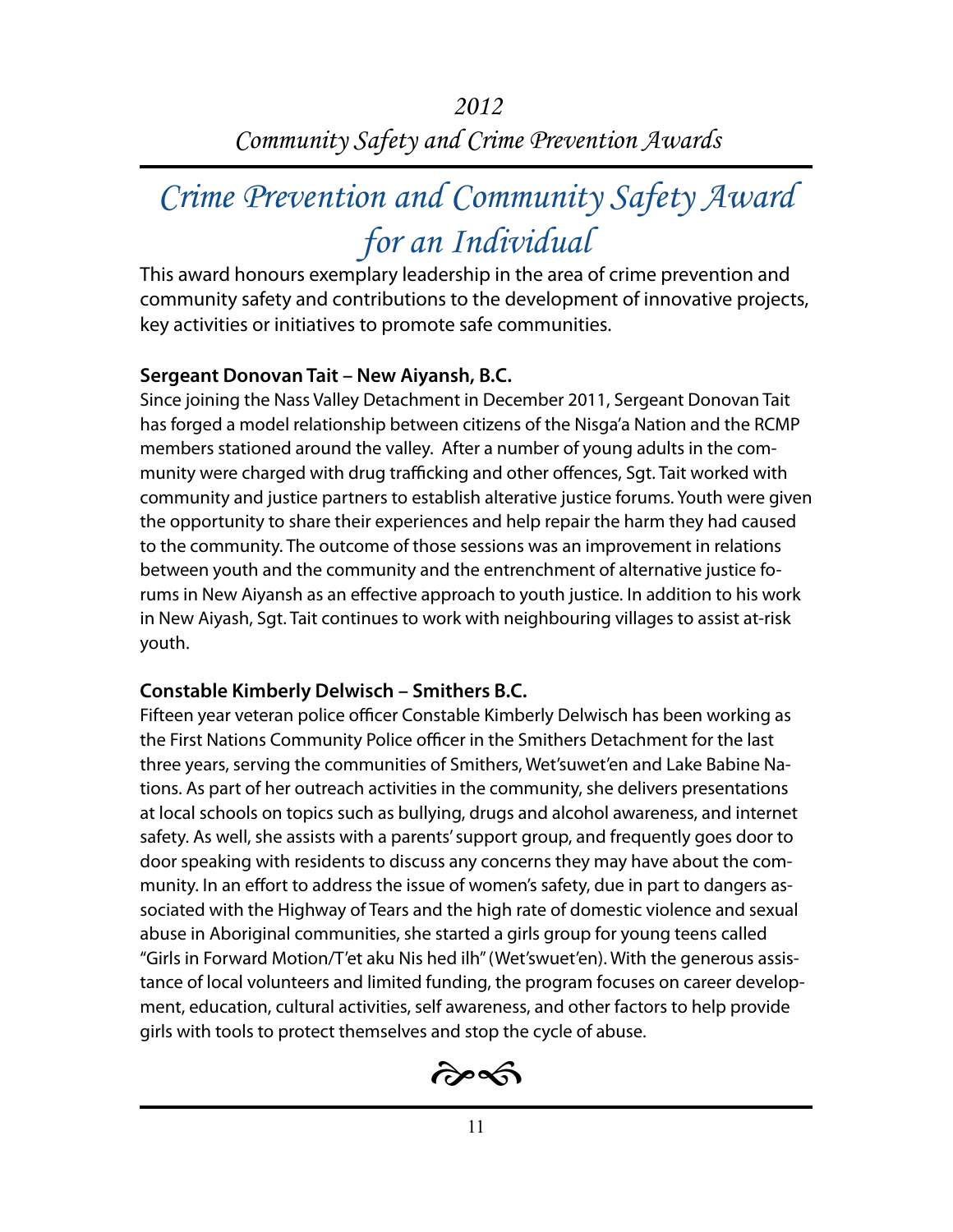*2012*
*Community Safety and Crime Prevention Awards*

# *Crime Prevention and Community Safety Award for an Individual*

This award honours exemplary leadership in the area of crime prevention and community safety and contributions to the development of innovative projects, key activities or initiatives to promote safe communities.

**Sergeant Donovan Tait – New Aiyansh, B.C.**

Since joining the Nass Valley Detachment in December 2011, Sergeant Donovan Tait has forged a model relationship between citizens of the Nisga'a Nation and the RCMP members stationed around the valley. After a number of young adults in the community were charged with drug trafficking and other offences, Sgt. Tait worked with community and justice partners to establish alterative justice forums. Youth were given the opportunity to share their experiences and help repair the harm they had caused to the community. The outcome of those sessions was an improvement in relations between youth and the community and the entrenchment of alternative justice forums in New Aiyansh as an effective approach to youth justice. In addition to his work in New Aiyash, Sgt. Tait continues to work with neighbouring villages to assist at-risk youth.

**Constable Kimberly Delwisch – Smithers B.C.**

Fifteen year veteran police officer Constable Kimberly Delwisch has been working as the First Nations Community Police officer in the Smithers Detachment for the last three years, serving the communities of Smithers, Wet'suwet'en and Lake Babine Nations. As part of her outreach activities in the community, she delivers presentations at local schools on topics such as bullying, drugs and alcohol awareness, and internet safety. As well, she assists with a parents' support group, and frequently goes door to door speaking with residents to discuss any concerns they may have about the community. In an effort to address the issue of women's safety, due in part to dangers associated with the Highway of Tears and the high rate of domestic violence and sexual abuse in Aboriginal communities, she started a girls group for young teens called "Girls in Forward Motion/T'et aku Nis hed ilh" (Wet'swuet'en). With the generous assistance of local volunteers and limited funding, the program focuses on career development, education, cultural activities, self awareness, and other factors to help provide girls with tools to protect themselves and stop the cycle of abuse.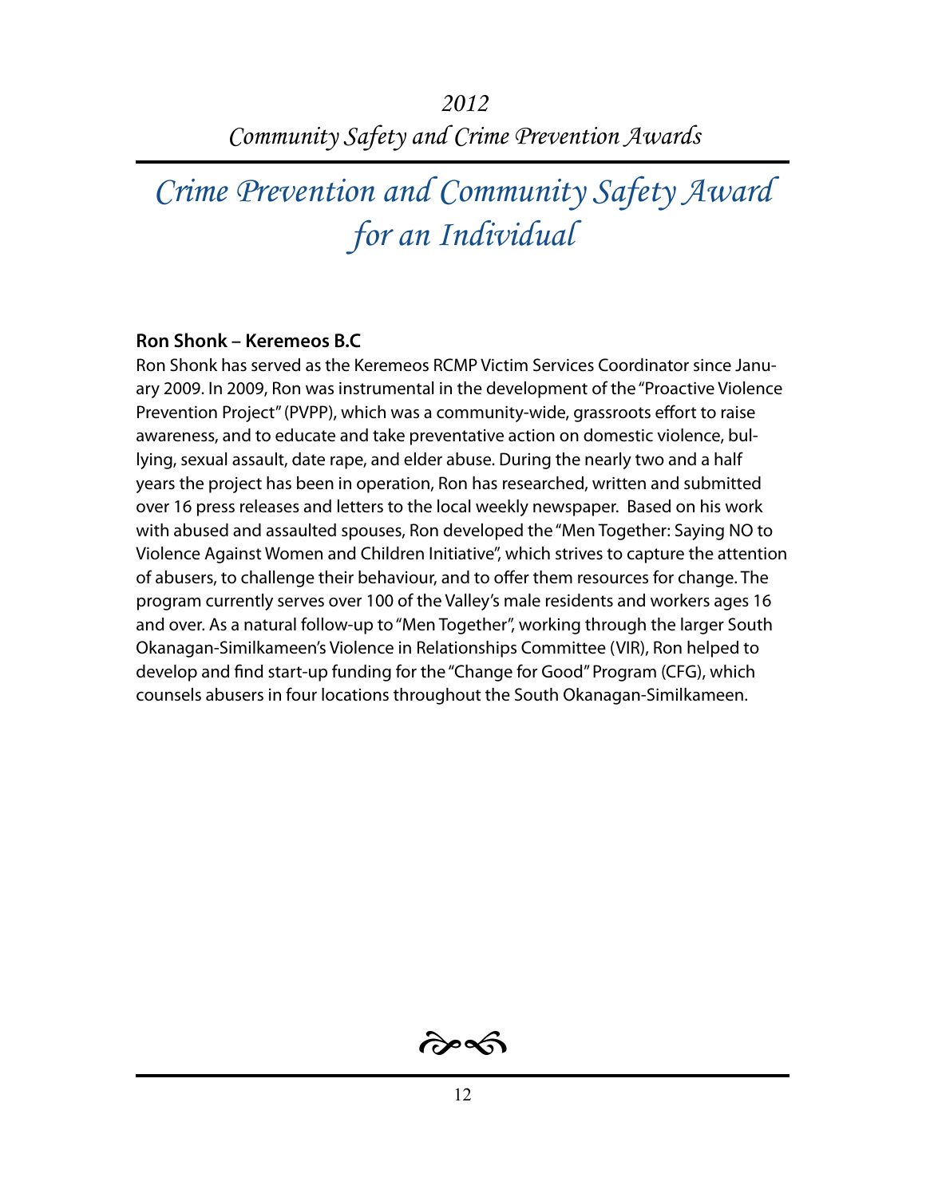*2012*
*Community Safety and Crime Prevention Awards*

# *Crime Prevention and Community Safety Award for an Individual*

**Ron Shonk – Keremeos B.C**

Ron Shonk has served as the Keremeos RCMP Victim Services Coordinator since January 2009. In 2009, Ron was instrumental in the development of the "Proactive Violence Prevention Project" (PVPP), which was a community-wide, grassroots effort to raise awareness, and to educate and take preventative action on domestic violence, bullying, sexual assault, date rape, and elder abuse. During the nearly two and a half years the project has been in operation, Ron has researched, written and submitted over 16 press releases and letters to the local weekly newspaper. Based on his work with abused and assaulted spouses, Ron developed the "Men Together: Saying NO to Violence Against Women and Children Initiative", which strives to capture the attention of abusers, to challenge their behaviour, and to offer them resources for change. The program currently serves over 100 of the Valley's male residents and workers ages 16 and over. As a natural follow-up to "Men Together", working through the larger South Okanagan-Similkameen's Violence in Relationships Committee (VIR), Ron helped to develop and find start-up funding for the "Change for Good" Program (CFG), which counsels abusers in four locations throughout the South Okanagan-Similkameen.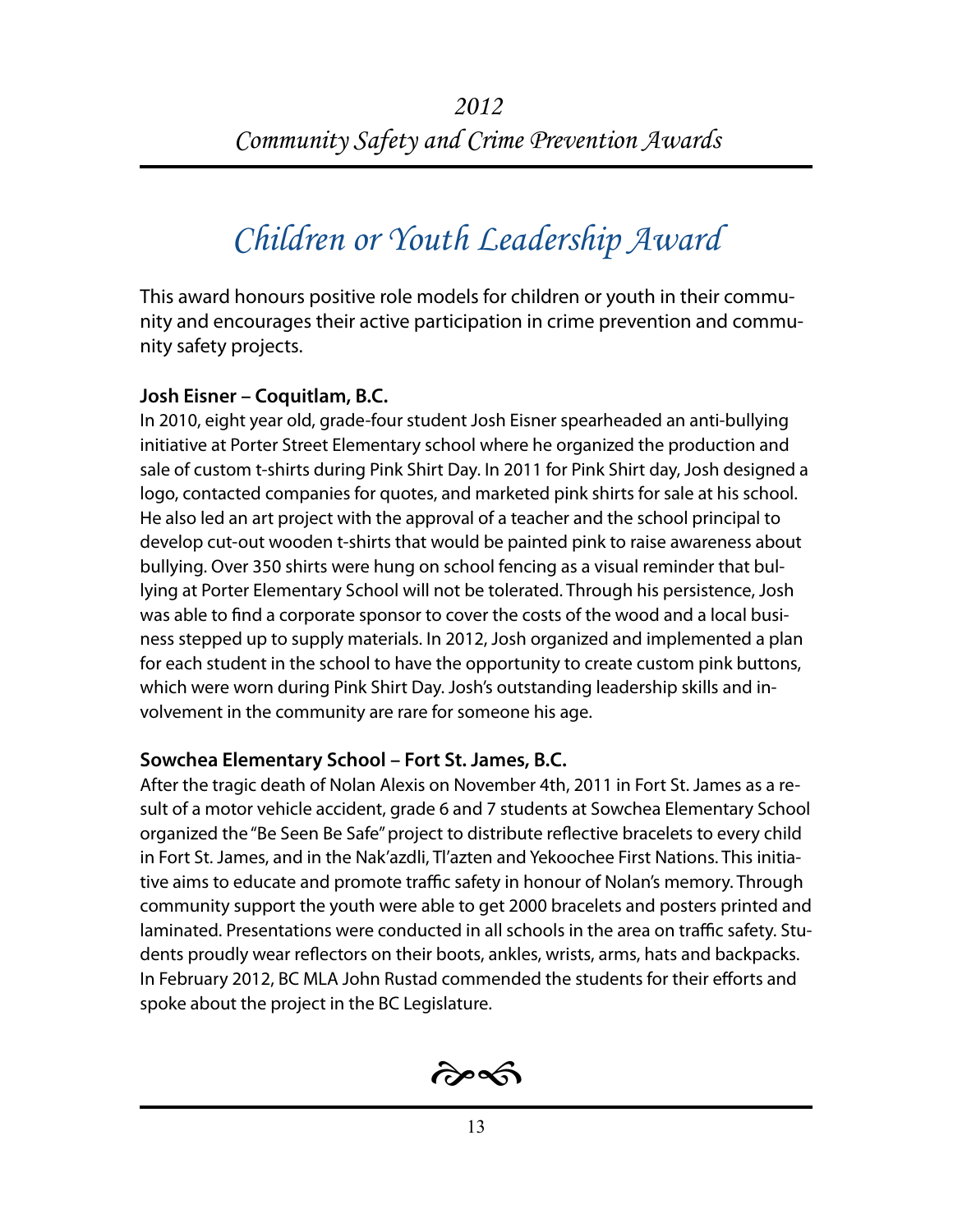# Children or Youth Leadership Award

This award honours positive role models for children or youth in their community and encourages their active participation in crime prevention and community safety projects.

**Josh Eisner – Coquitlam, B.C.**

In 2010, eight year old, grade-four student Josh Eisner spearheaded an anti-bullying initiative at Porter Street Elementary school where he organized the production and sale of custom t-shirts during Pink Shirt Day. In 2011 for Pink Shirt day, Josh designed a logo, contacted companies for quotes, and marketed pink shirts for sale at his school. He also led an art project with the approval of a teacher and the school principal to develop cut-out wooden t-shirts that would be painted pink to raise awareness about bullying. Over 350 shirts were hung on school fencing as a visual reminder that bullying at Porter Elementary School will not be tolerated. Through his persistence, Josh was able to find a corporate sponsor to cover the costs of the wood and a local business stepped up to supply materials. In 2012, Josh organized and implemented a plan for each student in the school to have the opportunity to create custom pink buttons, which were worn during Pink Shirt Day. Josh's outstanding leadership skills and involvement in the community are rare for someone his age.

**Sowchea Elementary School – Fort St. James, B.C.**

After the tragic death of Nolan Alexis on November 4th, 2011 in Fort St. James as a result of a motor vehicle accident, grade 6 and 7 students at Sowchea Elementary School organized the "Be Seen Be Safe" project to distribute reflective bracelets to every child in Fort St. James, and in the Nak'azdli, Tl'azten and Yekoochee First Nations. This initiative aims to educate and promote traffic safety in honour of Nolan's memory. Through community support the youth were able to get 2000 bracelets and posters printed and laminated. Presentations were conducted in all schools in the area on traffic safety. Students proudly wear reflectors on their boots, ankles, wrists, arms, hats and backpacks. In February 2012, BC MLA John Rustad commended the students for their efforts and spoke about the project in the BC Legislature.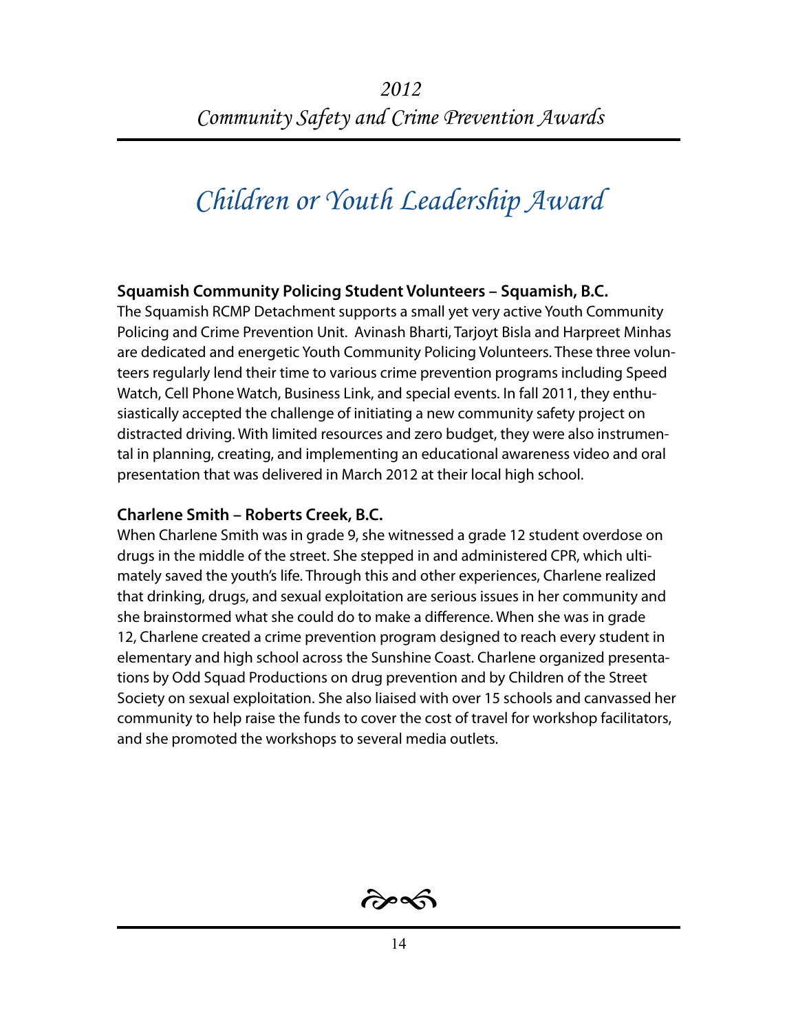# Children or Youth Leadership Award

**Squamish Community Policing Student Volunteers – Squamish, B.C.**

The Squamish RCMP Detachment supports a small yet very active Youth Community Policing and Crime Prevention Unit. Avinash Bharti, Tarjoyt Bisla and Harpreet Minhas are dedicated and energetic Youth Community Policing Volunteers. These three volunteers regularly lend their time to various crime prevention programs including Speed Watch, Cell Phone Watch, Business Link, and special events. In fall 2011, they enthusiastically accepted the challenge of initiating a new community safety project on distracted driving. With limited resources and zero budget, they were also instrumental in planning, creating, and implementing an educational awareness video and oral presentation that was delivered in March 2012 at their local high school.

**Charlene Smith – Roberts Creek, B.C.**

When Charlene Smith was in grade 9, she witnessed a grade 12 student overdose on drugs in the middle of the street. She stepped in and administered CPR, which ultimately saved the youth's life. Through this and other experiences, Charlene realized that drinking, drugs, and sexual exploitation are serious issues in her community and she brainstormed what she could do to make a difference. When she was in grade 12, Charlene created a crime prevention program designed to reach every student in elementary and high school across the Sunshine Coast. Charlene organized presentations by Odd Squad Productions on drug prevention and by Children of the Street Society on sexual exploitation. She also liaised with over 15 schools and canvassed her community to help raise the funds to cover the cost of travel for workshop facilitators, and she promoted the workshops to several media outlets.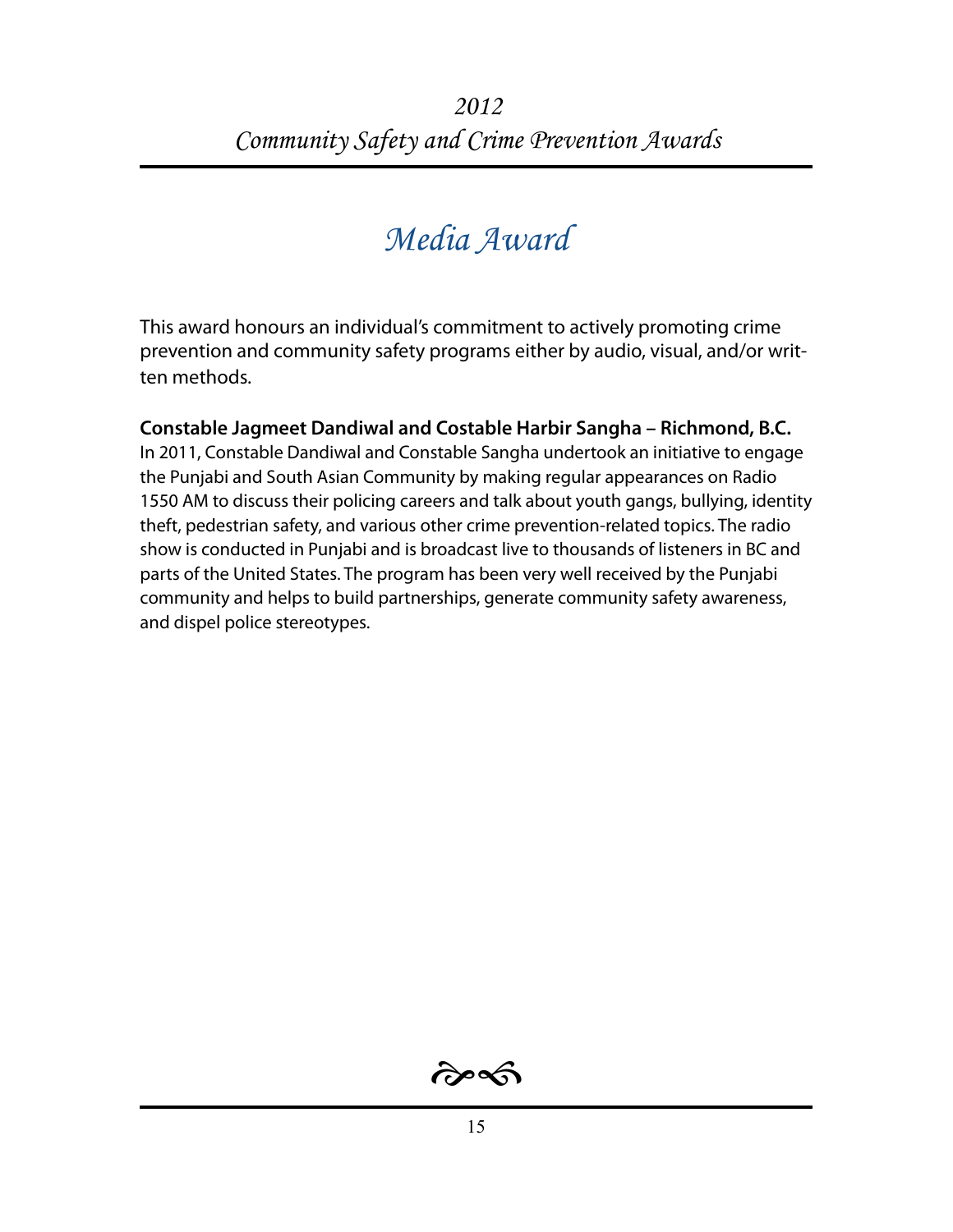*2012*
*Community Safety and Crime Prevention Awards*

# *Media Award*

This award honours an individual's commitment to actively promoting crime prevention and community safety programs either by audio, visual, and/or written methods.

**Constable Jagmeet Dandiwal and Costable Harbir Sangha – Richmond, B.C.**
In 2011, Constable Dandiwal and Constable Sangha undertook an initiative to engage the Punjabi and South Asian Community by making regular appearances on Radio 1550 AM to discuss their policing careers and talk about youth gangs, bullying, identity theft, pedestrian safety, and various other crime prevention-related topics. The radio show is conducted in Punjabi and is broadcast live to thousands of listeners in BC and parts of the United States. The program has been very well received by the Punjabi community and helps to build partnerships, generate community safety awareness, and dispel police stereotypes.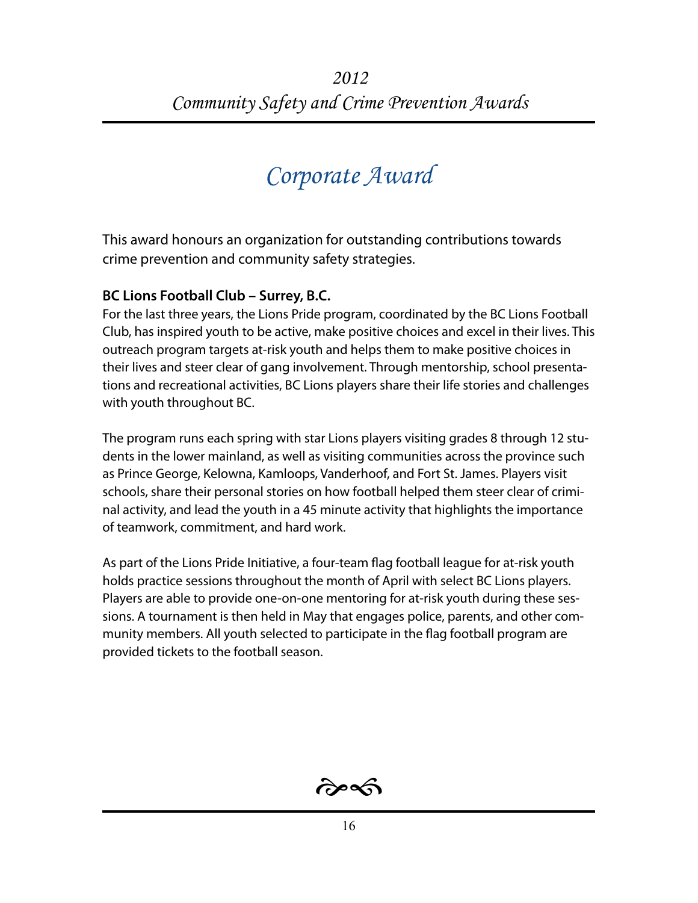# Corporate Award

This award honours an organization for outstanding contributions towards crime prevention and community safety strategies.

**BC Lions Football Club – Surrey, B.C.**

For the last three years, the Lions Pride program, coordinated by the BC Lions Football Club, has inspired youth to be active, make positive choices and excel in their lives. This outreach program targets at-risk youth and helps them to make positive choices in their lives and steer clear of gang involvement. Through mentorship, school presentations and recreational activities, BC Lions players share their life stories and challenges with youth throughout BC.

The program runs each spring with star Lions players visiting grades 8 through 12 students in the lower mainland, as well as visiting communities across the province such as Prince George, Kelowna, Kamloops, Vanderhoof, and Fort St. James. Players visit schools, share their personal stories on how football helped them steer clear of criminal activity, and lead the youth in a 45 minute activity that highlights the importance of teamwork, commitment, and hard work.

As part of the Lions Pride Initiative, a four-team flag football league for at-risk youth holds practice sessions throughout the month of April with select BC Lions players. Players are able to provide one-on-one mentoring for at-risk youth during these sessions. A tournament is then held in May that engages police, parents, and other community members. All youth selected to participate in the flag football program are provided tickets to the football season.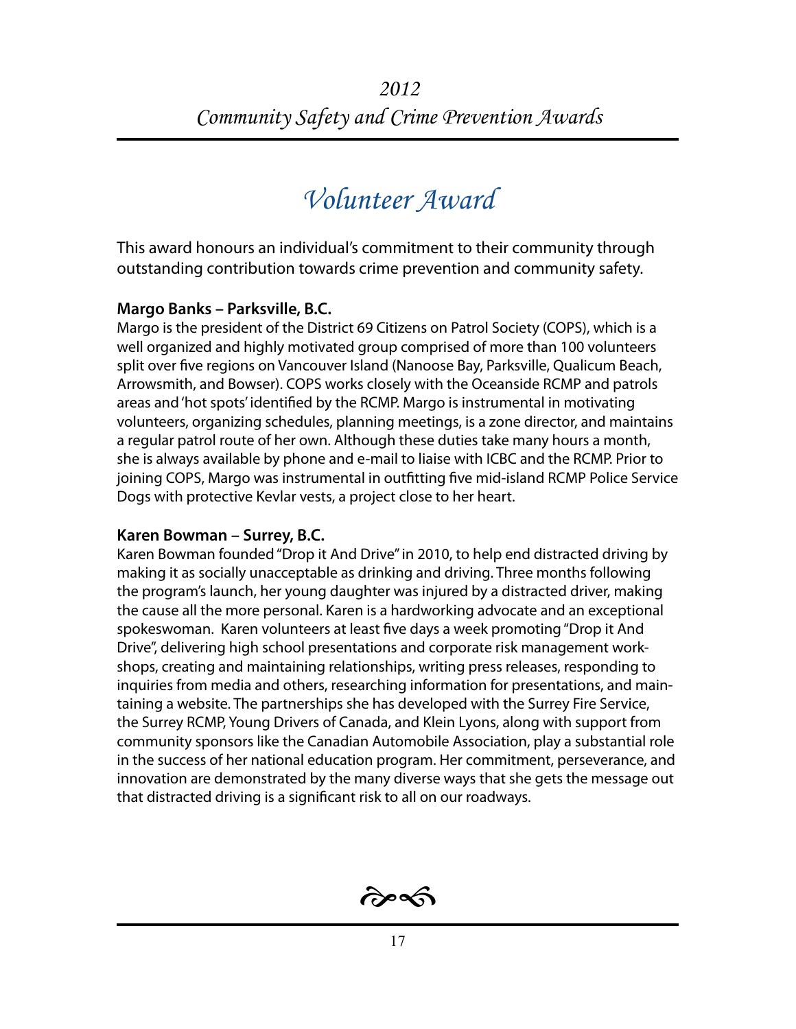# Volunteer Award

This award honours an individual's commitment to their community through outstanding contribution towards crime prevention and community safety.

**Margo Banks – Parksville, B.C.**

Margo is the president of the District 69 Citizens on Patrol Society (COPS), which is a well organized and highly motivated group comprised of more than 100 volunteers split over five regions on Vancouver Island (Nanoose Bay, Parksville, Qualicum Beach, Arrowsmith, and Bowser). COPS works closely with the Oceanside RCMP and patrols areas and 'hot spots' identified by the RCMP. Margo is instrumental in motivating volunteers, organizing schedules, planning meetings, is a zone director, and maintains a regular patrol route of her own. Although these duties take many hours a month, she is always available by phone and e-mail to liaise with ICBC and the RCMP. Prior to joining COPS, Margo was instrumental in outfitting five mid-island RCMP Police Service Dogs with protective Kevlar vests, a project close to her heart.

**Karen Bowman – Surrey, B.C.**

Karen Bowman founded "Drop it And Drive" in 2010, to help end distracted driving by making it as socially unacceptable as drinking and driving. Three months following the program's launch, her young daughter was injured by a distracted driver, making the cause all the more personal. Karen is a hardworking advocate and an exceptional spokeswoman. Karen volunteers at least five days a week promoting "Drop it And Drive", delivering high school presentations and corporate risk management workshops, creating and maintaining relationships, writing press releases, responding to inquiries from media and others, researching information for presentations, and maintaining a website. The partnerships she has developed with the Surrey Fire Service, the Surrey RCMP, Young Drivers of Canada, and Klein Lyons, along with support from community sponsors like the Canadian Automobile Association, play a substantial role in the success of her national education program. Her commitment, perseverance, and innovation are demonstrated by the many diverse ways that she gets the message out that distracted driving is a significant risk to all on our roadways.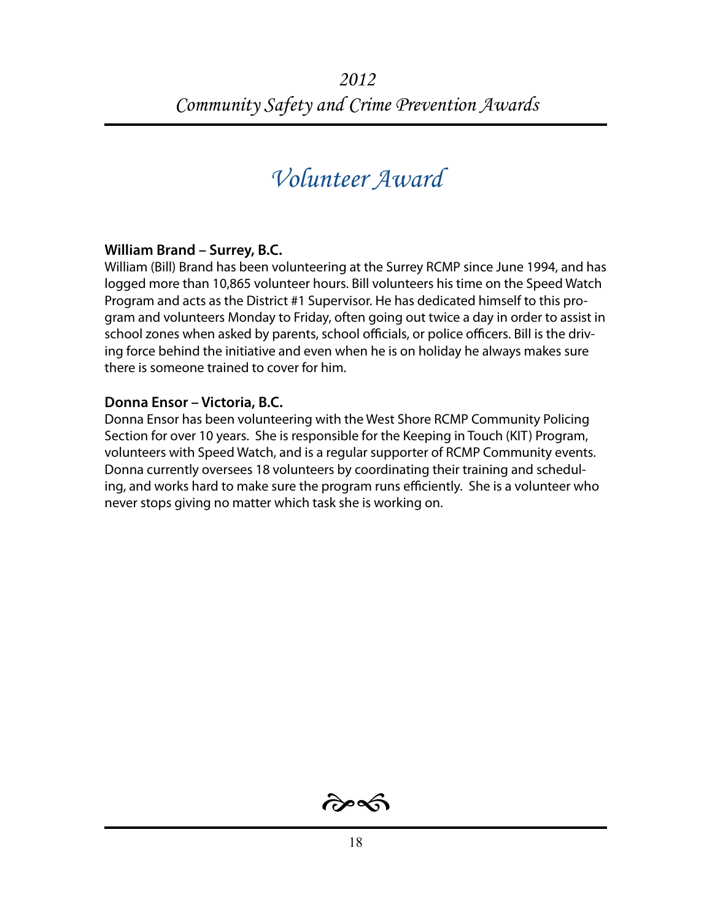# Volunteer Award

**William Brand – Surrey, B.C.**

William (Bill) Brand has been volunteering at the Surrey RCMP since June 1994, and has logged more than 10,865 volunteer hours. Bill volunteers his time on the Speed Watch Program and acts as the District #1 Supervisor. He has dedicated himself to this program and volunteers Monday to Friday, often going out twice a day in order to assist in school zones when asked by parents, school officials, or police officers. Bill is the driving force behind the initiative and even when he is on holiday he always makes sure there is someone trained to cover for him.

**Donna Ensor – Victoria, B.C.**

Donna Ensor has been volunteering with the West Shore RCMP Community Policing Section for over 10 years. She is responsible for the Keeping in Touch (KIT) Program, volunteers with Speed Watch, and is a regular supporter of RCMP Community events. Donna currently oversees 18 volunteers by coordinating their training and scheduling, and works hard to make sure the program runs efficiently. She is a volunteer who never stops giving no matter which task she is working on.